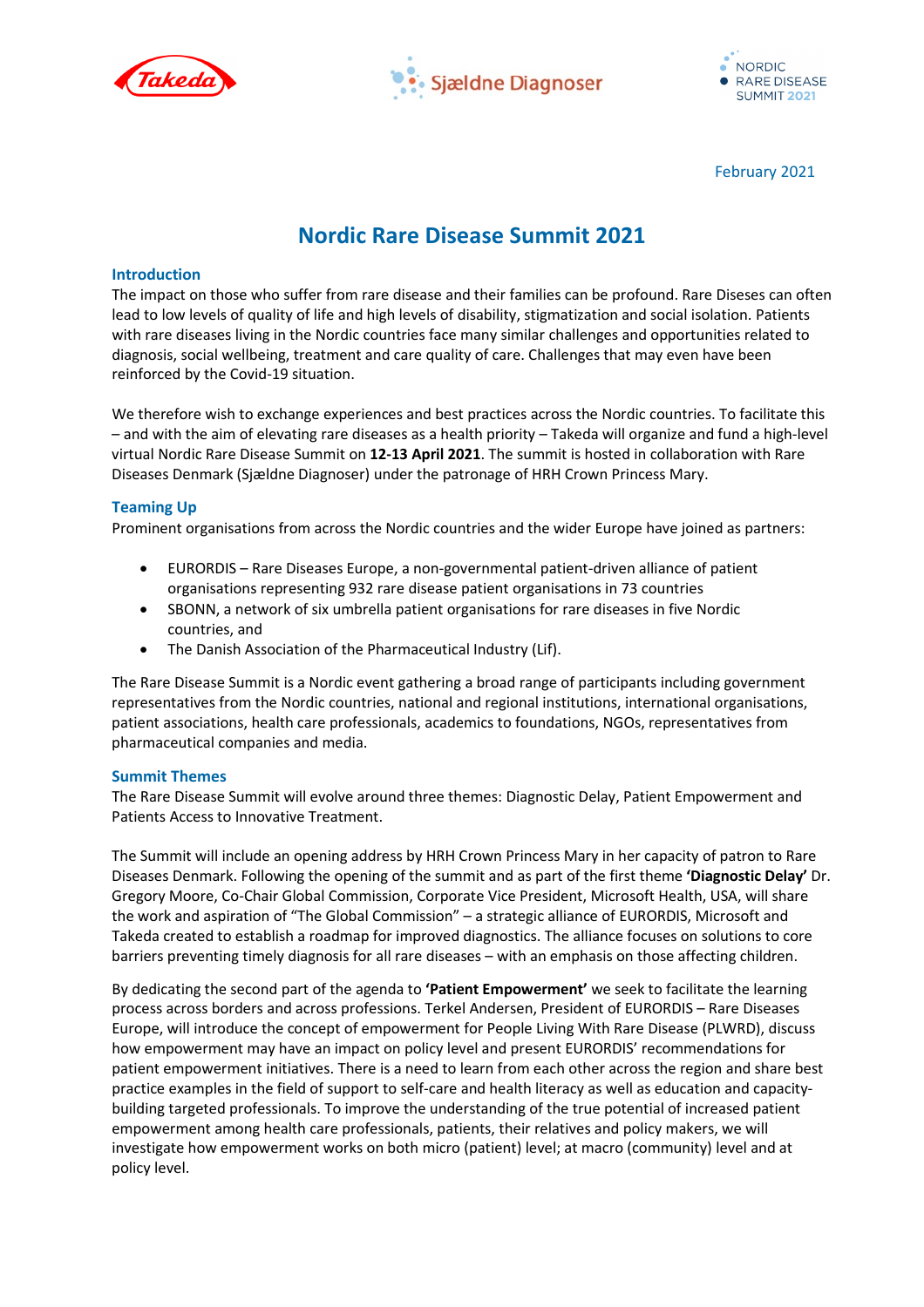February 2021

# Nordic Rare Disease Summit 2021

## Introduction

The impact on those who suffer from rare disease and their families can be profound. Rare Diseses can often lead to low levels of quality of life and high levels of disability, stigmatization and social isolation. Patients with rare diseases living in the Nordic countries face many similar challenges and opportunities related to diagnosis, social wellbeing, treatment and care quality of care. Challenges that may even have been reinforced by the Covid-19 situation.

We therefore wish to exchange experiences and best practices across the Nordic countries. To facilitate this – and with the aim of elevating rare diseases as a health priority – Takeda will organize and fund a high-level virtual Nordic Rare Disease Summit on **12-13 April 2021**. The summit is hosted in collaboration with Rare Diseases Denmark (Sjældne Diagnoser) under the patronage of HRH Crown Princess Mary.

## Teaming Up

Prominent organisations from across the Nordic countries and the wider Europe have joined as partners:

- EURORDIS – Rare Diseases Europe, a non-governmental patient-driven alliance of patient organisations representing 932 rare disease patient organisations in 73 countries
- SBONN, a network of six umbrella patient organisations for rare diseases in five Nordic countries, and
- The Danish Association of the Pharmaceutical Industry (Lif).

The Rare Disease Summit is a Nordic event gathering a broad range of participants including government representatives from the Nordic countries, national and regional institutions, international organisations, patient associations, health care professionals, academics to foundations, NGOs, representatives from pharmaceutical companies and media.

## Summit Themes

The Rare Disease Summit will evolve around three themes: Diagnostic Delay, Patient Empowerment and Patients Access to Innovative Treatment.

The Summit will include an opening address by HRH Crown Princess Mary in her capacity of patron to Rare Diseases Denmark. Following the opening of the summit and as part of the first theme **'Diagnostic Delay'** Dr. Gregory Moore, Co-Chair Global Commission, Corporate Vice President, Microsoft Health, USA, will share the work and aspiration of "The Global Commission" – a strategic alliance of EURORDIS, Microsoft and Takeda created to establish a roadmap for improved diagnostics. The alliance focuses on solutions to core barriers preventing timely diagnosis for all rare diseases – with an emphasis on those affecting children.

By dedicating the second part of the agenda to **'Patient Empowerment'** we seek to facilitate the learning process across borders and across professions. Terkel Andersen, President of EURORDIS – Rare Diseases Europe, will introduce the concept of empowerment for People Living With Rare Disease (PLWRD), discuss how empowerment may have an impact on policy level and present EURORDIS' recommendations for patient empowerment initiatives. There is a need to learn from each other across the region and share best practice examples in the field of support to self-care and health literacy as well as education and capacity-building targeted professionals. To improve the understanding of the true potential of increased patient empowerment among health care professionals, patients, their relatives and policy makers, we will investigate how empowerment works on both micro (patient) level; at macro (community) level and at policy level.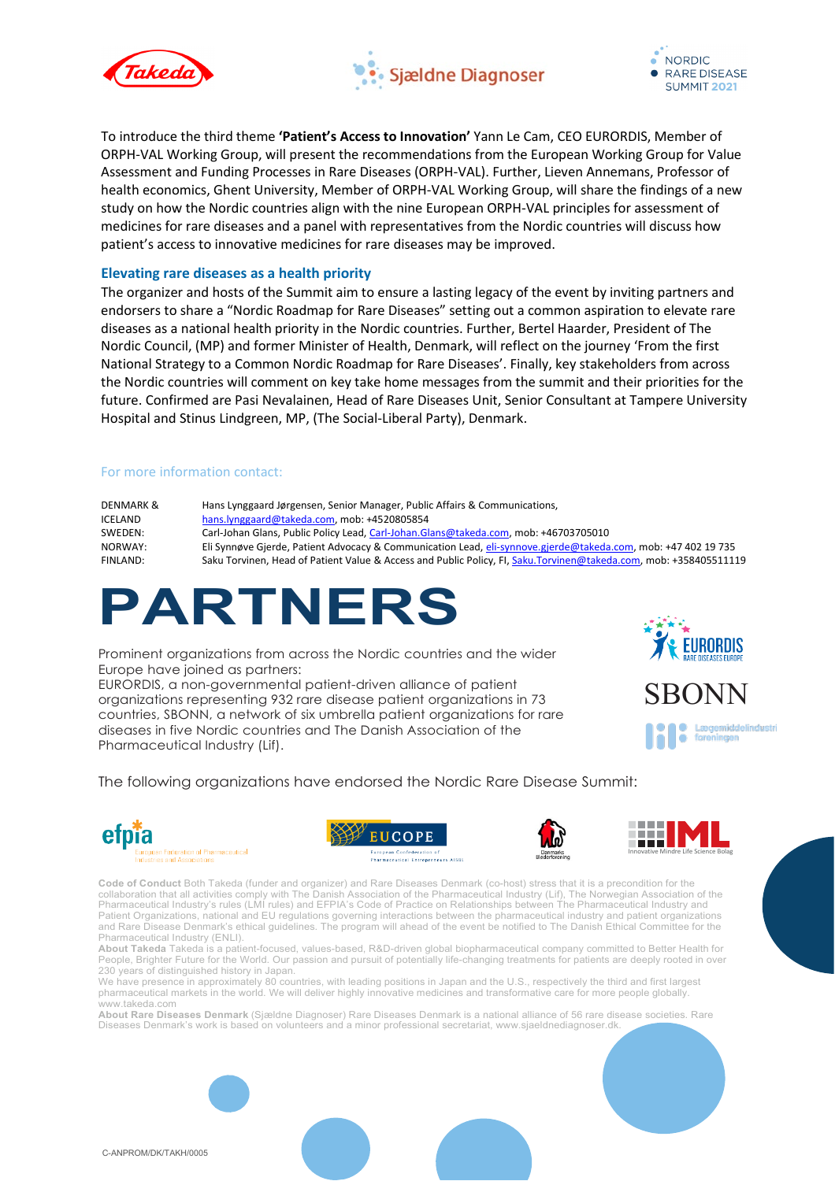To introduce the third theme **'Patient's Access to Innovation'** Yann Le Cam, CEO EURORDIS, Member of ORPH-VAL Working Group, will present the recommendations from the European Working Group for Value Assessment and Funding Processes in Rare Diseases (ORPH-VAL). Further, Lieven Annemans, Professor of health economics, Ghent University, Member of ORPH-VAL Working Group, will share the findings of a new study on how the Nordic countries align with the nine European ORPH-VAL principles for assessment of medicines for rare diseases and a panel with representatives from the Nordic countries will discuss how patient's access to innovative medicines for rare diseases may be improved.

### Elevating rare diseases as a health priority

The organizer and hosts of the Summit aim to ensure a lasting legacy of the event by inviting partners and endorsers to share a "Nordic Roadmap for Rare Diseases" setting out a common aspiration to elevate rare diseases as a national health priority in the Nordic countries. Further, Bertel Haarder, President of The Nordic Council, (MP) and former Minister of Health, Denmark, will reflect on the journey 'From the first National Strategy to a Common Nordic Roadmap for Rare Diseases'. Finally, key stakeholders from across the Nordic countries will comment on key take home messages from the summit and their priorities for the future. Confirmed are Pasi Nevalainen, Head of Rare Diseases Unit, Senior Consultant at Tampere University Hospital and Stinus Lindgreen, MP, (The Social-Liberal Party), Denmark.

For more information contact:

| | |
|---|---|
| DENMARK & ICELAND | Hans Lynggaard Jørgensen, Senior Manager, Public Affairs & Communications, hans.lynggaard@takeda.com, mob: +4520805854 |
| SWEDEN: | Carl-Johan Glans, Public Policy Lead, Carl-Johan.Glans@takeda.com, mob: +46703705010 |
| NORWAY: | Eli Synnøve Gjerde, Patient Advocacy & Communication Lead, eli-synnove.gjerde@takeda.com, mob: +47 402 19 735 |
| FINLAND: | Saku Torvinen, Head of Patient Value & Access and Public Policy, FI, Saku.Torvinen@takeda.com, mob: +358405511119 |

# PARTNERS

Prominent organizations from across the Nordic countries and the wider Europe have joined as partners:
EURORDIS, a non-governmental patient-driven alliance of patient organizations representing 932 rare disease patient organizations in 73 countries, SBONN, a network of six umbrella patient organizations for rare diseases in five Nordic countries and The Danish Association of the Pharmaceutical Industry (Lif).

The following organizations have endorsed the Nordic Rare Disease Summit:

**Code of Conduct** Both Takeda (funder and organizer) and Rare Diseases Denmark (co-host) stress that it is a precondition for the collaboration that all activities comply with The Danish Association of the Pharmaceutical Industry (Lif), The Norwegian Association of the Pharmaceutical Industry's rules (LMI rules) and EFPIA's Code of Practice on Relationships between The Pharmaceutical Industry and Patient Organizations, national and EU regulations governing interactions between the pharmaceutical industry and patient organizations and Rare Disease Denmark's ethical guidelines. The program will ahead of the event be notified to The Danish Ethical Committee for the Pharmaceutical Industry (ENLI).

**About Takeda** Takeda is a patient-focused, values-based, R&D-driven global biopharmaceutical company committed to Better Health for People, Brighter Future for the World. Our passion and pursuit of potentially life-changing treatments for patients are deeply rooted in over 230 years of distinguished history in Japan.
We have presence in approximately 80 countries, with leading positions in Japan and the U.S., respectively the third and first largest pharmaceutical markets in the world. We will deliver highly innovative medicines and transformative care for more people globally. www.takeda.com

**About Rare Diseases Denmark** (Sjældne Diagnoser) Rare Diseases Denmark is a national alliance of 56 rare disease societies. Rare Diseases Denmark's work is based on volunteers and a minor professional secretariat, www.sjaeldnediagnoser.dk.

C-ANPROM/DK/TAKH/0005